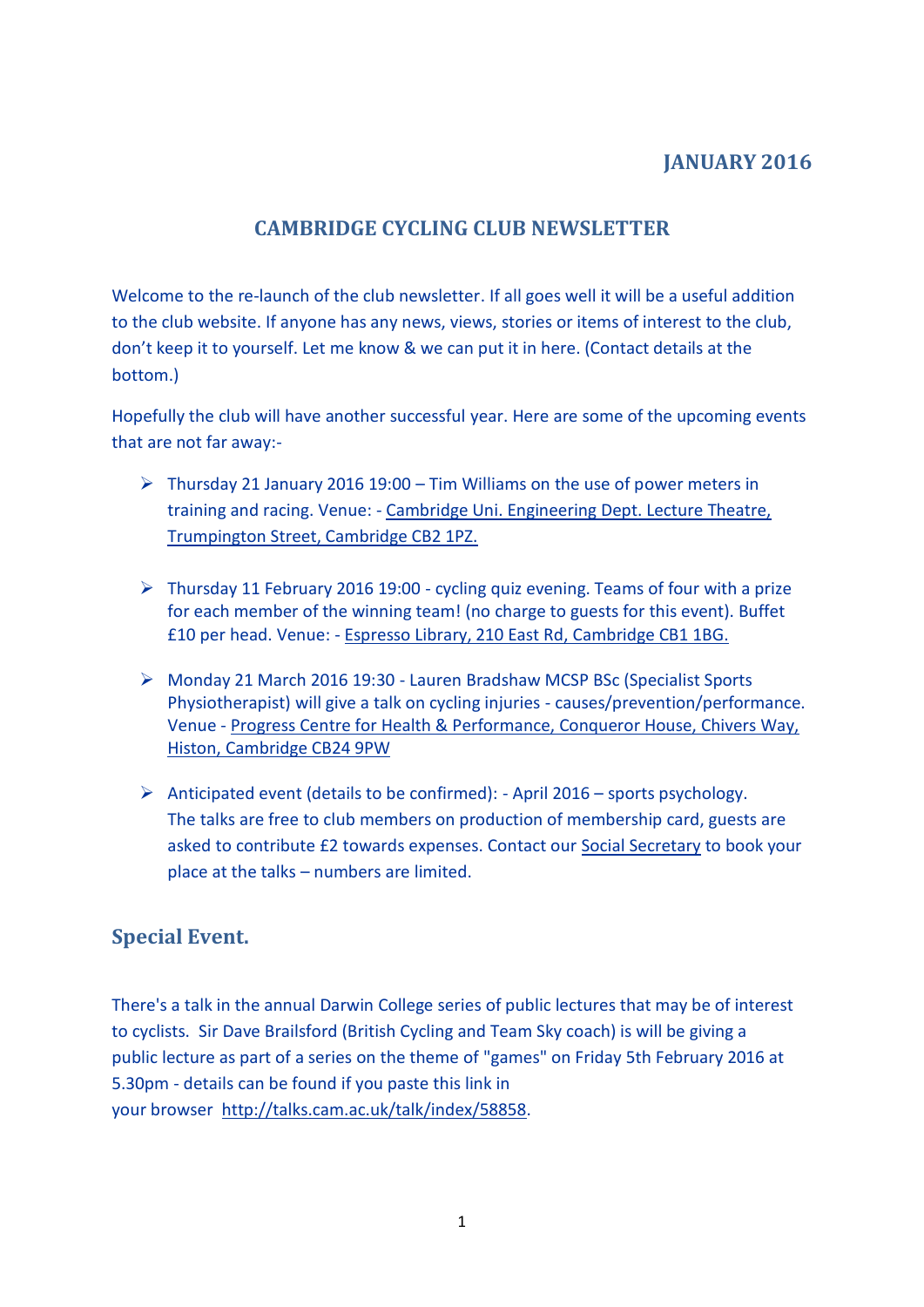**JANUARY 2016**

# CAMBRIDGE CYCLING CLUB NEWSLETTER

Welcome to the re-launch of the club newsletter. If all goes well it will be a useful addition to the club website. If anyone has any news, views, stories or items of interest to the club, don't keep it to yourself. Let me know & we can put it in here. (Contact details at the bottom.)

Hopefully the club will have another successful year. Here are some of the upcoming events that are not far away:-

- Thursday 21 January 2016 19:00 – Tim Williams on the use of power meters in training and racing. Venue: - Cambridge Uni. Engineering Dept. Lecture Theatre, Trumpington Street, Cambridge CB2 1PZ.

- Thursday 11 February 2016 19:00 - cycling quiz evening. Teams of four with a prize for each member of the winning team! (no charge to guests for this event). Buffet £10 per head. Venue: - Espresso Library, 210 East Rd, Cambridge CB1 1BG.

- Monday 21 March 2016 19:30 - Lauren Bradshaw MCSP BSc (Specialist Sports Physiotherapist) will give a talk on cycling injuries - causes/prevention/performance. Venue - Progress Centre for Health & Performance, Conqueror House, Chivers Way, Histon, Cambridge CB24 9PW

- Anticipated event (details to be confirmed): - April 2016 – sports psychology. The talks are free to club members on production of membership card, guests are asked to contribute £2 towards expenses. Contact our Social Secretary to book your place at the talks – numbers are limited.

## Special Event.

There's a talk in the annual Darwin College series of public lectures that may be of interest to cyclists. Sir Dave Brailsford (British Cycling and Team Sky coach) is will be giving a public lecture as part of a series on the theme of "games" on Friday 5th February 2016 at 5.30pm - details can be found if you paste this link in your browser http://talks.cam.ac.uk/talk/index/58858.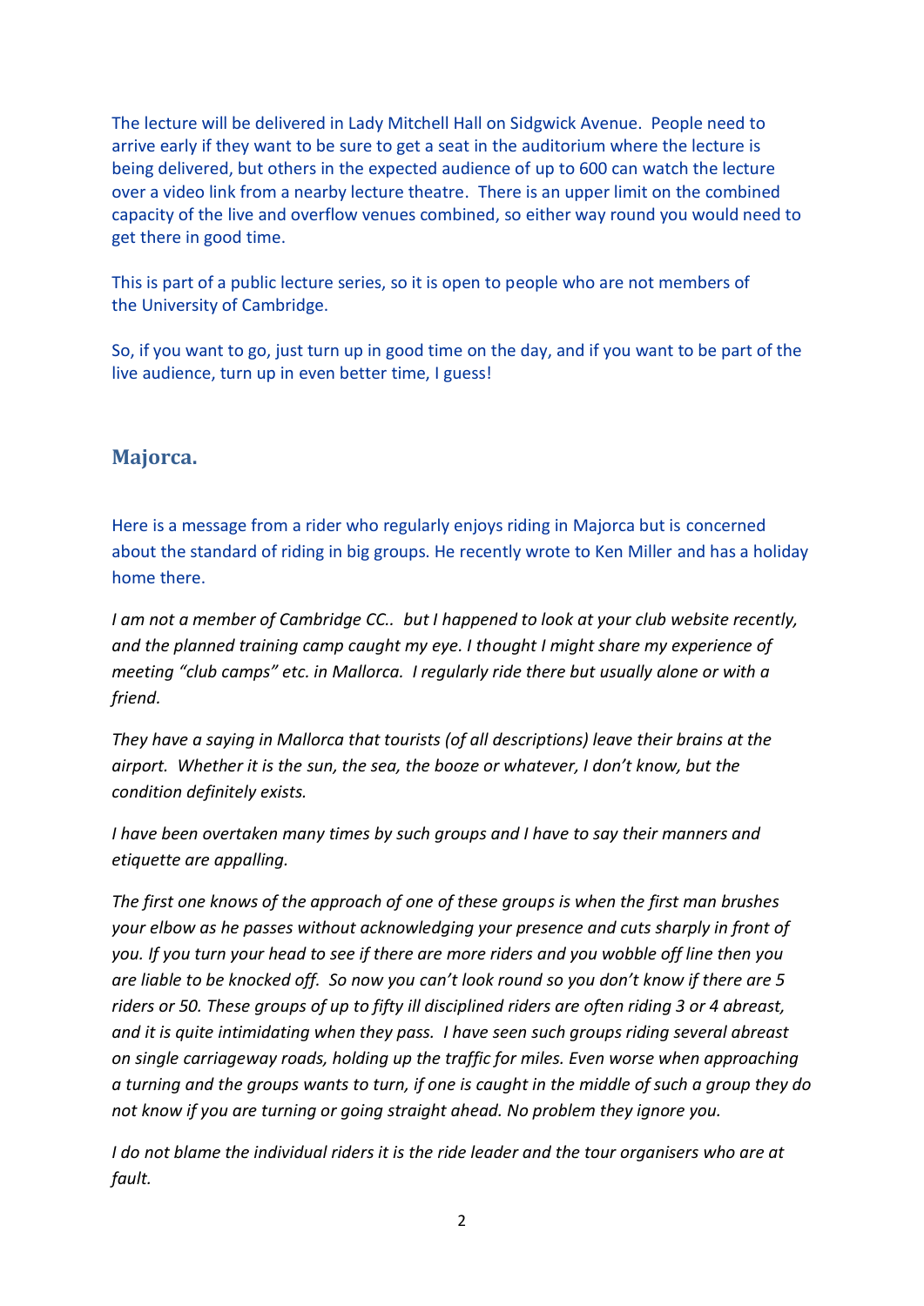The lecture will be delivered in Lady Mitchell Hall on Sidgwick Avenue.  People need to arrive early if they want to be sure to get a seat in the auditorium where the lecture is being delivered, but others in the expected audience of up to 600 can watch the lecture over a video link from a nearby lecture theatre.  There is an upper limit on the combined capacity of the live and overflow venues combined, so either way round you would need to get there in good time.

This is part of a public lecture series, so it is open to people who are not members of the University of Cambridge.

So, if you want to go, just turn up in good time on the day, and if you want to be part of the live audience, turn up in even better time, I guess!

## Majorca.

Here is a message from a rider who regularly enjoys riding in Majorca but is concerned about the standard of riding in big groups. He recently wrote to Ken Miller and has a holiday home there.

*I am not a member of Cambridge CC..  but I happened to look at your club website recently, and the planned training camp caught my eye. I thought I might share my experience of meeting "club camps" etc. in Mallorca.  I regularly ride there but usually alone or with a friend.*

*They have a saying in Mallorca that tourists (of all descriptions) leave their brains at the airport.  Whether it is the sun, the sea, the booze or whatever, I don't know, but the condition definitely exists.*

*I have been overtaken many times by such groups and I have to say their manners and etiquette are appalling.*

*The first one knows of the approach of one of these groups is when the first man brushes your elbow as he passes without acknowledging your presence and cuts sharply in front of you. If you turn your head to see if there are more riders and you wobble off line then you are liable to be knocked off.  So now you can't look round so you don't know if there are 5 riders or 50. These groups of up to fifty ill disciplined riders are often riding 3 or 4 abreast, and it is quite intimidating when they pass.  I have seen such groups riding several abreast on single carriageway roads, holding up the traffic for miles. Even worse when approaching a turning and the groups wants to turn, if one is caught in the middle of such a group they do not know if you are turning or going straight ahead. No problem they ignore you.*

*I do not blame the individual riders it is the ride leader and the tour organisers who are at fault.*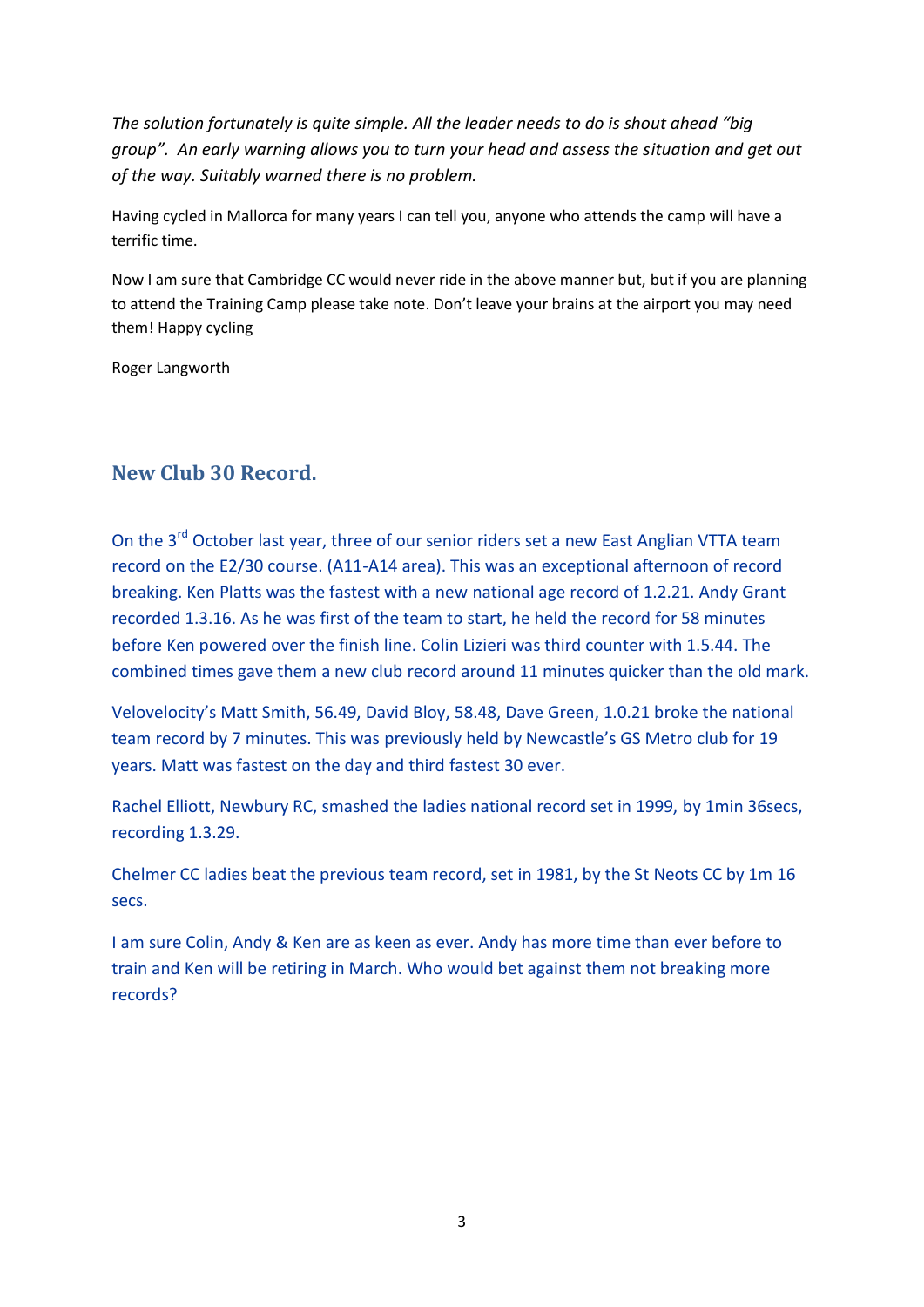*The solution fortunately is quite simple. All the leader needs to do is shout ahead "big group". An early warning allows you to turn your head and assess the situation and get out of the way. Suitably warned there is no problem.*

Having cycled in Mallorca for many years I can tell you, anyone who attends the camp will have a terrific time.

Now I am sure that Cambridge CC would never ride in the above manner but, but if you are planning to attend the Training Camp please take note. Don't leave your brains at the airport you may need them! Happy cycling

Roger Langworth

## New Club 30 Record.

On the 3rd October last year, three of our senior riders set a new East Anglian VTTA team record on the E2/30 course. (A11-A14 area). This was an exceptional afternoon of record breaking. Ken Platts was the fastest with a new national age record of 1.2.21. Andy Grant recorded 1.3.16. As he was first of the team to start, he held the record for 58 minutes before Ken powered over the finish line. Colin Lizieri was third counter with 1.5.44. The combined times gave them a new club record around 11 minutes quicker than the old mark.

Velovelocity's Matt Smith, 56.49, David Bloy, 58.48, Dave Green, 1.0.21 broke the national team record by 7 minutes. This was previously held by Newcastle's GS Metro club for 19 years. Matt was fastest on the day and third fastest 30 ever.

Rachel Elliott, Newbury RC, smashed the ladies national record set in 1999, by 1min 36secs, recording 1.3.29.

Chelmer CC ladies beat the previous team record, set in 1981, by the St Neots CC by 1m 16 secs.

I am sure Colin, Andy & Ken are as keen as ever. Andy has more time than ever before to train and Ken will be retiring in March. Who would bet against them not breaking more records?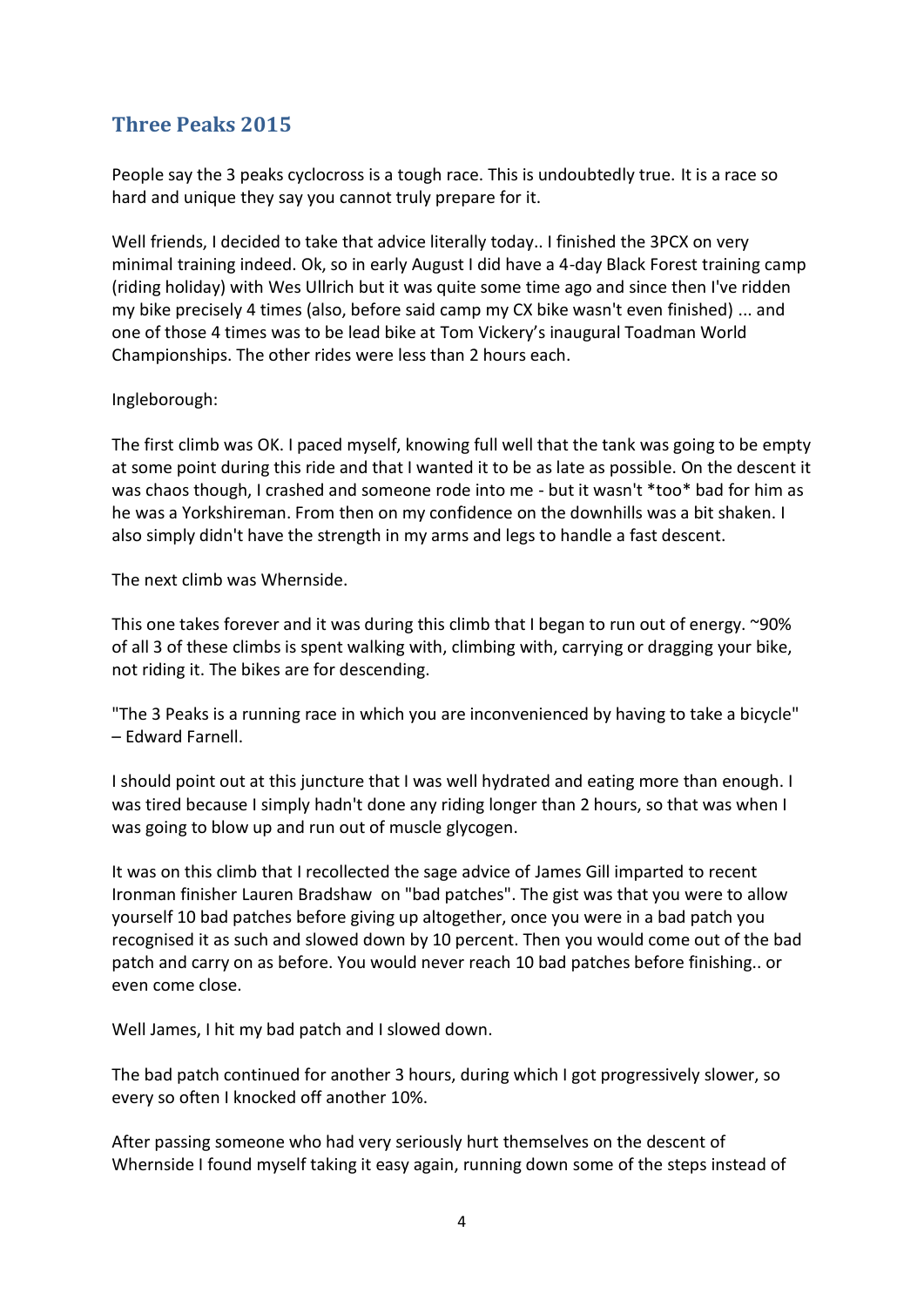## Three Peaks 2015

People say the 3 peaks cyclocross is a tough race. This is undoubtedly true. It is a race so hard and unique they say you cannot truly prepare for it.

Well friends, I decided to take that advice literally today.. I finished the 3PCX on very minimal training indeed. Ok, so in early August I did have a 4-day Black Forest training camp (riding holiday) with Wes Ullrich but it was quite some time ago and since then I've ridden my bike precisely 4 times (also, before said camp my CX bike wasn't even finished) ... and one of those 4 times was to be lead bike at Tom Vickery's inaugural Toadman World Championships. The other rides were less than 2 hours each.

Ingleborough:

The first climb was OK. I paced myself, knowing full well that the tank was going to be empty at some point during this ride and that I wanted it to be as late as possible. On the descent it was chaos though, I crashed and someone rode into me - but it wasn't *too* bad for him as he was a Yorkshireman. From then on my confidence on the downhills was a bit shaken. I also simply didn't have the strength in my arms and legs to handle a fast descent.

The next climb was Whernside.

This one takes forever and it was during this climb that I began to run out of energy. ~90% of all 3 of these climbs is spent walking with, climbing with, carrying or dragging your bike, not riding it. The bikes are for descending.

"The 3 Peaks is a running race in which you are inconvenienced by having to take a bicycle" – Edward Farnell.

I should point out at this juncture that I was well hydrated and eating more than enough. I was tired because I simply hadn't done any riding longer than 2 hours, so that was when I was going to blow up and run out of muscle glycogen.

It was on this climb that I recollected the sage advice of James Gill imparted to recent Ironman finisher Lauren Bradshaw on "bad patches". The gist was that you were to allow yourself 10 bad patches before giving up altogether, once you were in a bad patch you recognised it as such and slowed down by 10 percent. Then you would come out of the bad patch and carry on as before. You would never reach 10 bad patches before finishing.. or even come close.

Well James, I hit my bad patch and I slowed down.

The bad patch continued for another 3 hours, during which I got progressively slower, so every so often I knocked off another 10%.

After passing someone who had very seriously hurt themselves on the descent of Whernside I found myself taking it easy again, running down some of the steps instead of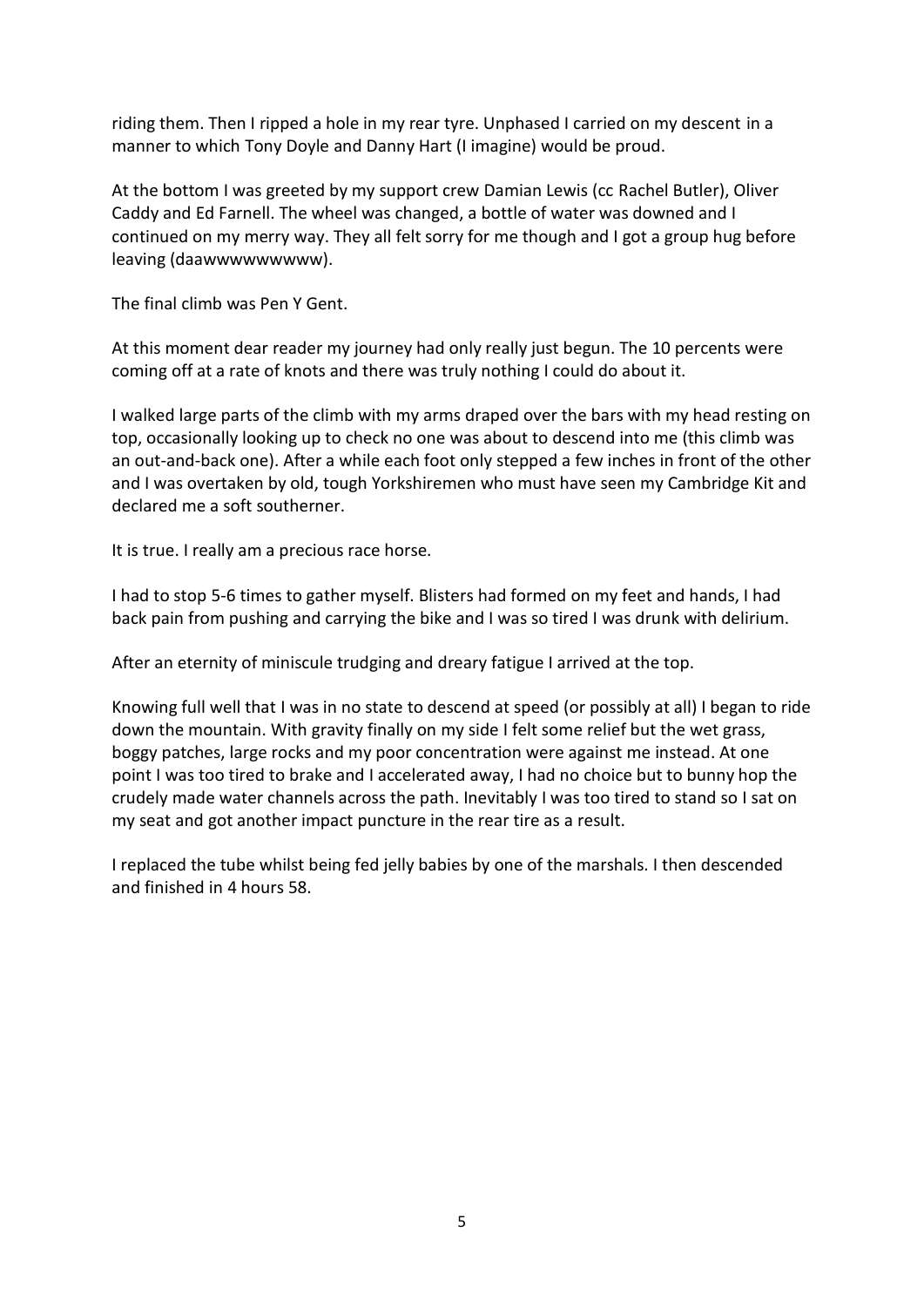riding them. Then I ripped a hole in my rear tyre. Unphased I carried on my descent in a manner to which Tony Doyle and Danny Hart (I imagine) would be proud.

At the bottom I was greeted by my support crew Damian Lewis (cc Rachel Butler), Oliver Caddy and Ed Farnell. The wheel was changed, a bottle of water was downed and I continued on my merry way. They all felt sorry for me though and I got a group hug before leaving (daawwwwwwwww).

The final climb was Pen Y Gent.

At this moment dear reader my journey had only really just begun. The 10 percents were coming off at a rate of knots and there was truly nothing I could do about it.

I walked large parts of the climb with my arms draped over the bars with my head resting on top, occasionally looking up to check no one was about to descend into me (this climb was an out-and-back one). After a while each foot only stepped a few inches in front of the other and I was overtaken by old, tough Yorkshiremen who must have seen my Cambridge Kit and declared me a soft southerner.

It is true. I really am a precious race horse.

I had to stop 5-6 times to gather myself. Blisters had formed on my feet and hands, I had back pain from pushing and carrying the bike and I was so tired I was drunk with delirium.

After an eternity of miniscule trudging and dreary fatigue I arrived at the top.

Knowing full well that I was in no state to descend at speed (or possibly at all) I began to ride down the mountain. With gravity finally on my side I felt some relief but the wet grass, boggy patches, large rocks and my poor concentration were against me instead. At one point I was too tired to brake and I accelerated away, I had no choice but to bunny hop the crudely made water channels across the path. Inevitably I was too tired to stand so I sat on my seat and got another impact puncture in the rear tire as a result.

I replaced the tube whilst being fed jelly babies by one of the marshals. I then descended and finished in 4 hours 58.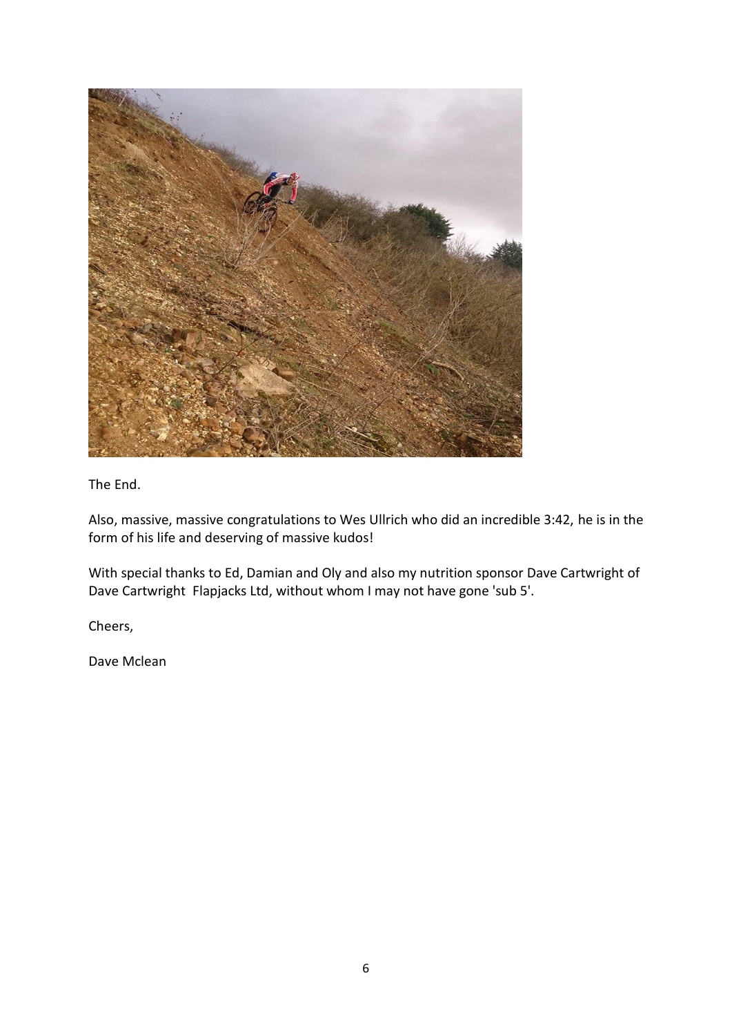The End.

Also, massive, massive congratulations to Wes Ullrich who did an incredible 3:42, he is in the form of his life and deserving of massive kudos!

With special thanks to Ed, Damian and Oly and also my nutrition sponsor Dave Cartwright of Dave Cartwright Flapjacks Ltd, without whom I may not have gone 'sub 5'.

Cheers,

Dave Mclean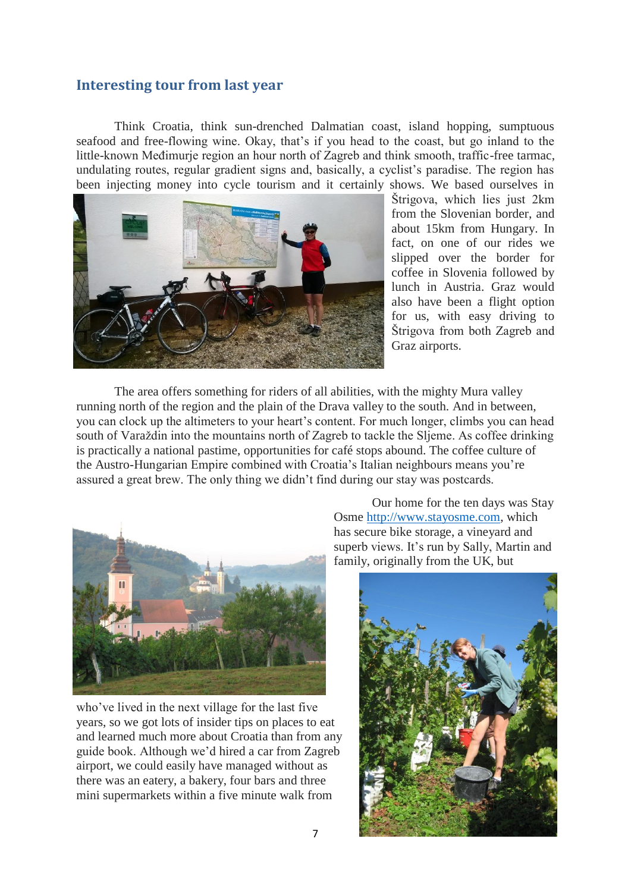## Interesting tour from last year

Think Croatia, think sun-drenched Dalmatian coast, island hopping, sumptuous seafood and free-flowing wine. Okay, that's if you head to the coast, but go inland to the little-known Međimurje region an hour north of Zagreb and think smooth, traffic-free tarmac, undulating routes, regular gradient signs and, basically, a cyclist's paradise. The region has been injecting money into cycle tourism and it certainly shows. We based ourselves in Štrigova, which lies just 2km from the Slovenian border, and about 15km from Hungary. In fact, on one of our rides we slipped over the border for coffee in Slovenia followed by lunch in Austria. Graz would also have been a flight option for us, with easy driving to Štrigova from both Zagreb and Graz airports.

The area offers something for riders of all abilities, with the mighty Mura valley running north of the region and the plain of the Drava valley to the south. And in between, you can clock up the altimeters to your heart's content. For much longer, climbs you can head south of Varaždin into the mountains north of Zagreb to tackle the Sljeme. As coffee drinking is practically a national pastime, opportunities for café stops abound. The coffee culture of the Austro-Hungarian Empire combined with Croatia's Italian neighbours means you're assured a great brew. The only thing we didn't find during our stay was postcards.

Our home for the ten days was Stay Osme http://www.stayosme.com, which has secure bike storage, a vineyard and superb views. It's run by Sally, Martin and family, originally from the UK, but who've lived in the next village for the last five years, so we got lots of insider tips on places to eat and learned much more about Croatia than from any guide book. Although we'd hired a car from Zagreb airport, we could easily have managed without as there was an eatery, a bakery, four bars and three mini supermarkets within a five minute walk from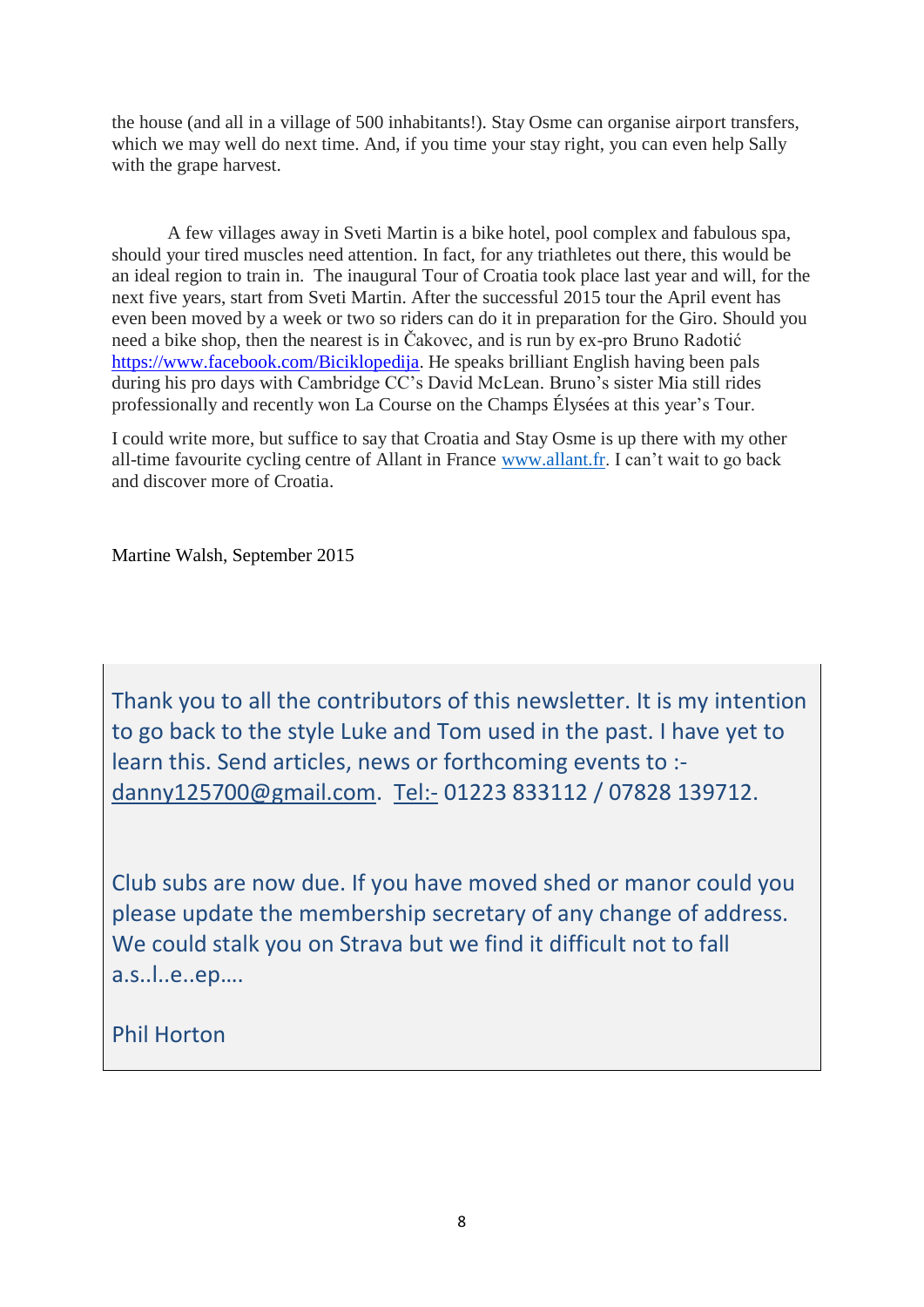the house (and all in a village of 500 inhabitants!). Stay Osme can organise airport transfers, which we may well do next time. And, if you time your stay right, you can even help Sally with the grape harvest.

A few villages away in Sveti Martin is a bike hotel, pool complex and fabulous spa, should your tired muscles need attention. In fact, for any triathletes out there, this would be an ideal region to train in. The inaugural Tour of Croatia took place last year and will, for the next five years, start from Sveti Martin. After the successful 2015 tour the April event has even been moved by a week or two so riders can do it in preparation for the Giro. Should you need a bike shop, then the nearest is in Čakovec, and is run by ex-pro Bruno Radotić https://www.facebook.com/Biciklopedija. He speaks brilliant English having been pals during his pro days with Cambridge CC's David McLean. Bruno's sister Mia still rides professionally and recently won La Course on the Champs Élysées at this year's Tour.

I could write more, but suffice to say that Croatia and Stay Osme is up there with my other all-time favourite cycling centre of Allant in France www.allant.fr. I can't wait to go back and discover more of Croatia.

Martine Walsh, September 2015

---

Thank you to all the contributors of this newsletter. It is my intention to go back to the style Luke and Tom used in the past. I have yet to learn this. Send articles, news or forthcoming events to :- danny125700@gmail.com. Tel:- 01223 833112 / 07828 139712.

Club subs are now due. If you have moved shed or manor could you please update the membership secretary of any change of address. We could stalk you on Strava but we find it difficult not to fall a.s..l..e..ep….

Phil Horton